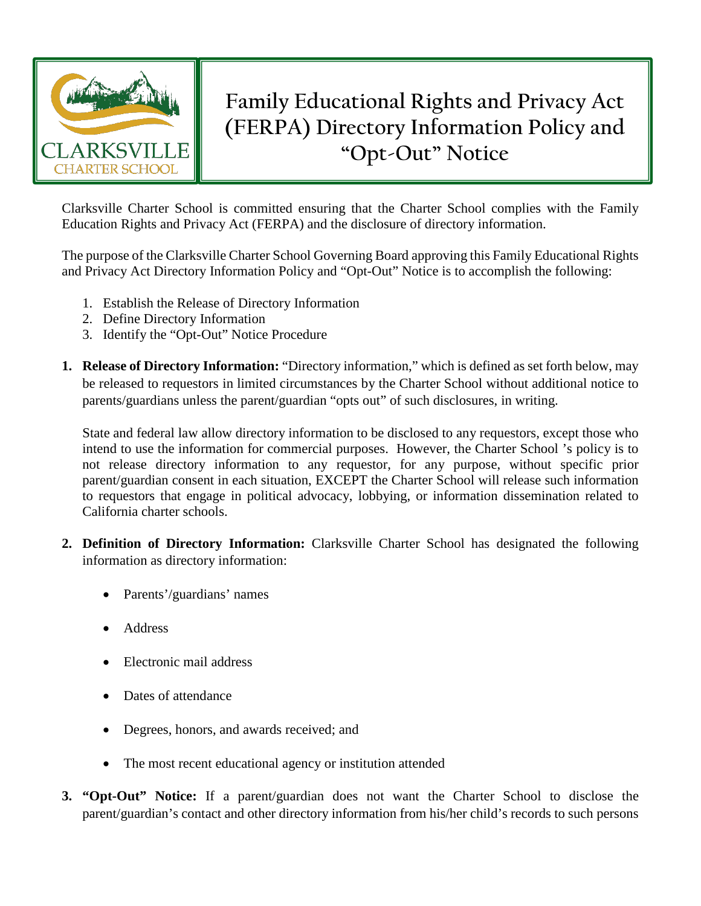CLARKSVILLE
CHARTER SCHOOL

# Family Educational Rights and Privacy Act (FERPA) Directory Information Policy and "Opt-Out" Notice

Clarksville Charter School is committed ensuring that the Charter School complies with the Family Education Rights and Privacy Act (FERPA) and the disclosure of directory information.

The purpose of the Clarksville Charter School Governing Board approving this Family Educational Rights and Privacy Act Directory Information Policy and "Opt-Out" Notice is to accomplish the following:

1. Establish the Release of Directory Information
2. Define Directory Information
3. Identify the "Opt-Out" Notice Procedure

1. **Release of Directory Information:** "Directory information," which is defined as set forth below, may be released to requestors in limited circumstances by the Charter School without additional notice to parents/guardians unless the parent/guardian "opts out" of such disclosures, in writing.

   State and federal law allow directory information to be disclosed to any requestors, except those who intend to use the information for commercial purposes. However, the Charter School 's policy is to not release directory information to any requestor, for any purpose, without specific prior parent/guardian consent in each situation, EXCEPT the Charter School will release such information to requestors that engage in political advocacy, lobbying, or information dissemination related to California charter schools.

2. **Definition of Directory Information:** Clarksville Charter School has designated the following information as directory information:

   - Parents'/guardians' names
   - Address
   - Electronic mail address
   - Dates of attendance
   - Degrees, honors, and awards received; and
   - The most recent educational agency or institution attended

3. **"Opt-Out" Notice:** If a parent/guardian does not want the Charter School to disclose the parent/guardian's contact and other directory information from his/her child's records to such persons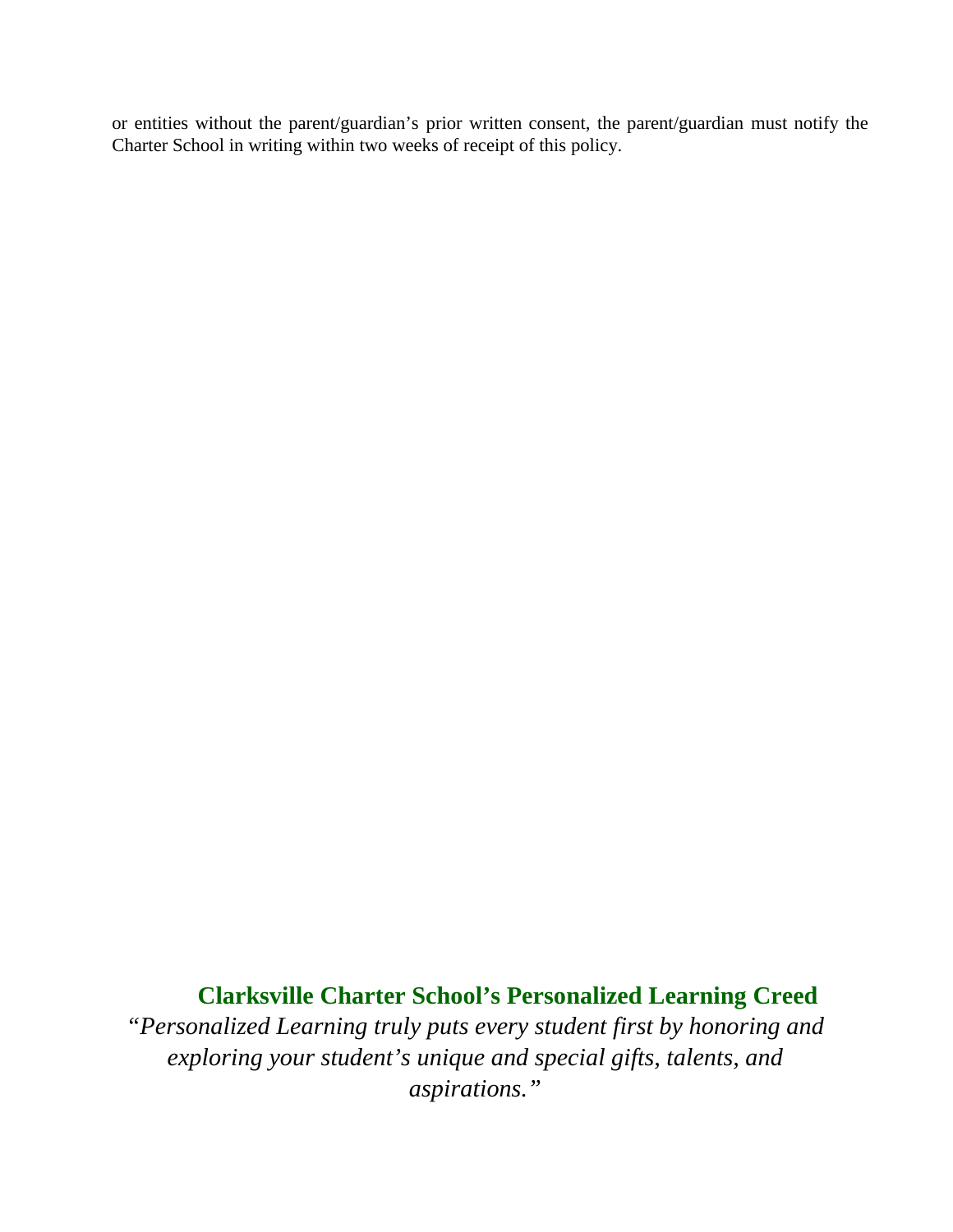or entities without the parent/guardian's prior written consent, the parent/guardian must notify the Charter School in writing within two weeks of receipt of this policy.

**Clarksville Charter School's Personalized Learning Creed**

*"Personalized Learning truly puts every student first by honoring and exploring your student's unique and special gifts, talents, and aspirations."*